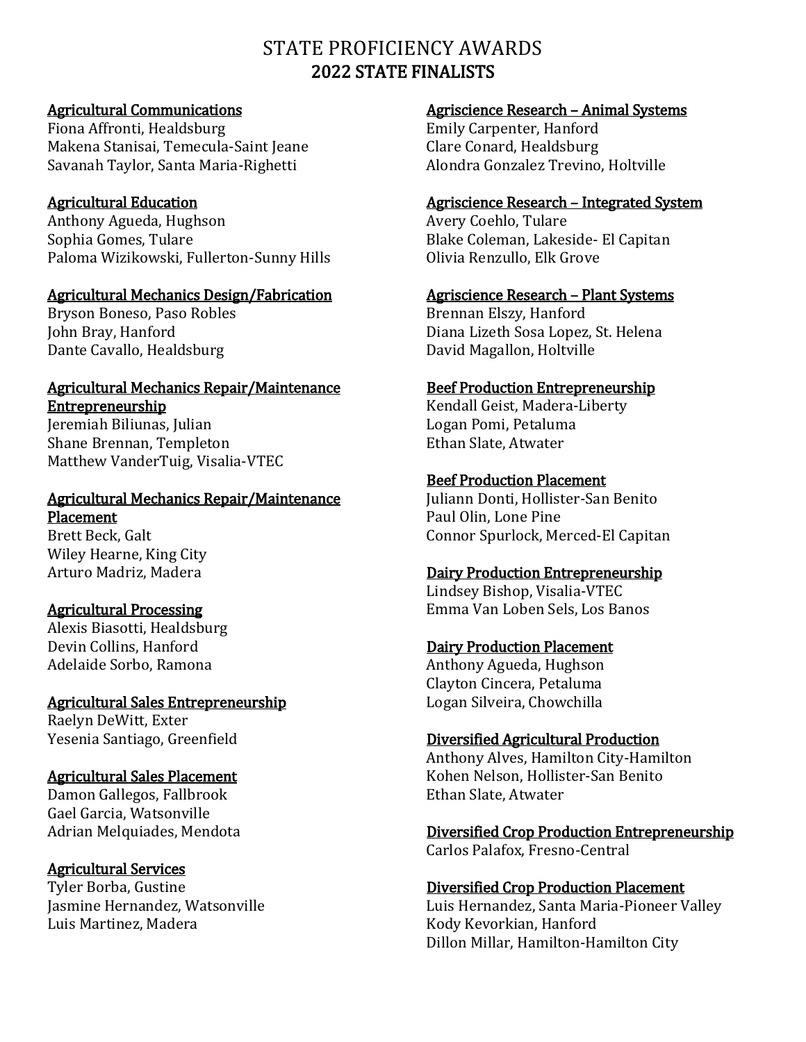# STATE PROFICIENCY AWARDS
## 2022 STATE FINALISTS

**Agricultural Communications**
Fiona Affronti, Healdsburg
Makena Stanisai, Temecula-Saint Jeane
Savanah Taylor, Santa Maria-Righetti

**Agricultural Education**
Anthony Agueda, Hughson
Sophia Gomes, Tulare
Paloma Wizikowski, Fullerton-Sunny Hills

**Agricultural Mechanics Design/Fabrication**
Bryson Boneso, Paso Robles
John Bray, Hanford
Dante Cavallo, Healdsburg

**Agricultural Mechanics Repair/Maintenance Entrepreneurship**
Jeremiah Biliunas, Julian
Shane Brennan, Templeton
Matthew VanderTuig, Visalia-VTEC

**Agricultural Mechanics Repair/Maintenance Placement**
Brett Beck, Galt
Wiley Hearne, King City
Arturo Madriz, Madera

**Agricultural Processing**
Alexis Biasotti, Healdsburg
Devin Collins, Hanford
Adelaide Sorbo, Ramona

**Agricultural Sales Entrepreneurship**
Raelyn DeWitt, Exter
Yesenia Santiago, Greenfield

**Agricultural Sales Placement**
Damon Gallegos, Fallbrook
Gael Garcia, Watsonville
Adrian Melquiades, Mendota

**Agricultural Services**
Tyler Borba, Gustine
Jasmine Hernandez, Watsonville
Luis Martinez, Madera

**Agriscience Research – Animal Systems**
Emily Carpenter, Hanford
Clare Conard, Healdsburg
Alondra Gonzalez Trevino, Holtville

**Agriscience Research – Integrated System**
Avery Coehlo, Tulare
Blake Coleman, Lakeside- El Capitan
Olivia Renzullo, Elk Grove

**Agriscience Research – Plant Systems**
Brennan Elszy, Hanford
Diana Lizeth Sosa Lopez, St. Helena
David Magallon, Holtville

**Beef Production Entrepreneurship**
Kendall Geist, Madera-Liberty
Logan Pomi, Petaluma
Ethan Slate, Atwater

**Beef Production Placement**
Juliann Donti, Hollister-San Benito
Paul Olin, Lone Pine
Connor Spurlock, Merced-El Capitan

**Dairy Production Entrepreneurship**
Lindsey Bishop, Visalia-VTEC
Emma Van Loben Sels, Los Banos

**Dairy Production Placement**
Anthony Agueda, Hughson
Clayton Cincera, Petaluma
Logan Silveira, Chowchilla

**Diversified Agricultural Production**
Anthony Alves, Hamilton City-Hamilton
Kohen Nelson, Hollister-San Benito
Ethan Slate, Atwater

**Diversified Crop Production Entrepreneurship**
Carlos Palafox, Fresno-Central

**Diversified Crop Production Placement**
Luis Hernandez, Santa Maria-Pioneer Valley
Kody Kevorkian, Hanford
Dillon Millar, Hamilton-Hamilton City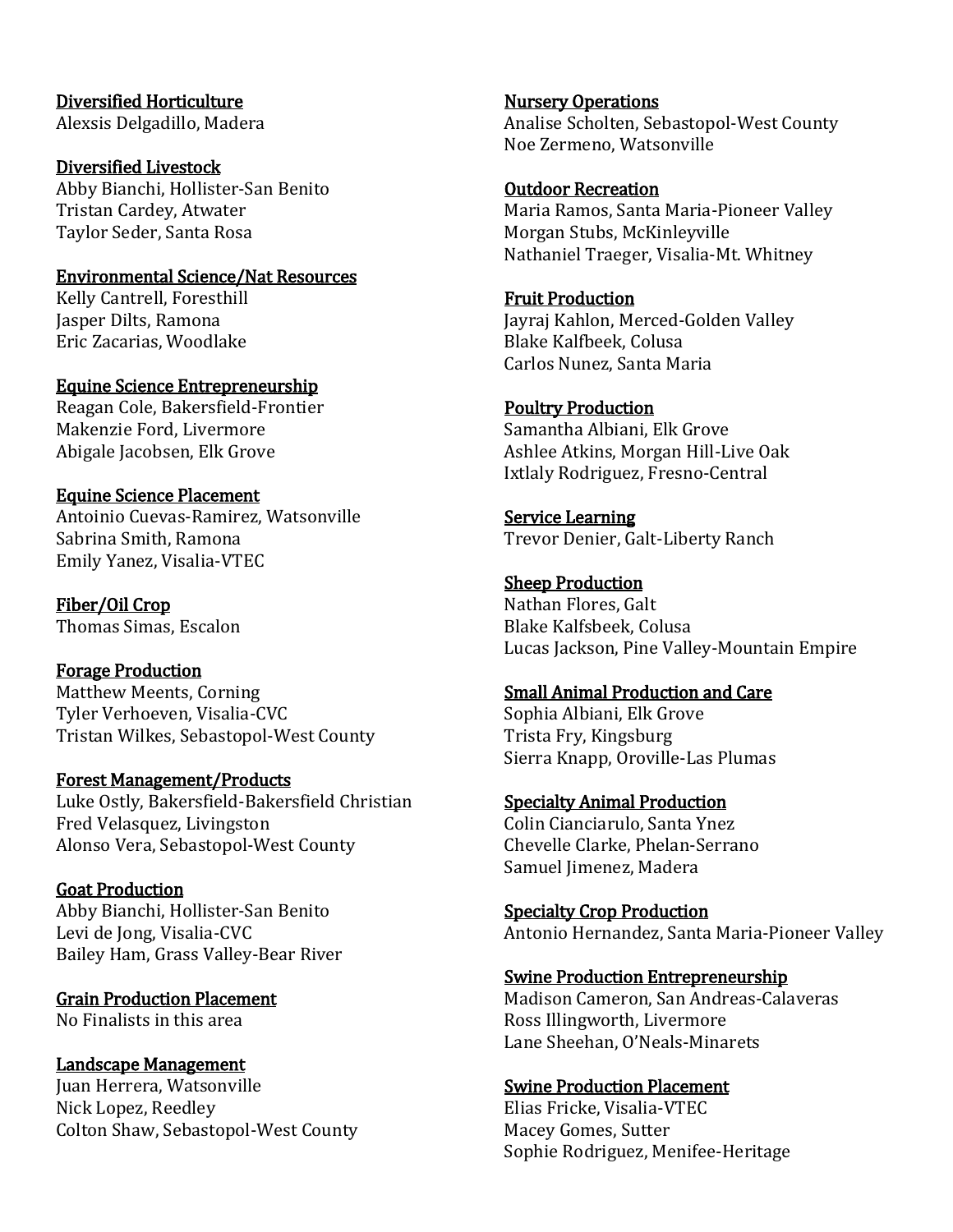**Diversified Horticulture**
Alexsis Delgadillo, Madera

**Diversified Livestock**
Abby Bianchi, Hollister-San Benito
Tristan Cardey, Atwater
Taylor Seder, Santa Rosa

**Environmental Science/Nat Resources**
Kelly Cantrell, Foresthill
Jasper Dilts, Ramona
Eric Zacarias, Woodlake

**Equine Science Entrepreneurship**
Reagan Cole, Bakersfield-Frontier
Makenzie Ford, Livermore
Abigale Jacobsen, Elk Grove

**Equine Science Placement**
Antoinio Cuevas-Ramirez, Watsonville
Sabrina Smith, Ramona
Emily Yanez, Visalia-VTEC

**Fiber/Oil Crop**
Thomas Simas, Escalon

**Forage Production**
Matthew Meents, Corning
Tyler Verhoeven, Visalia-CVC
Tristan Wilkes, Sebastopol-West County

**Forest Management/Products**
Luke Ostly, Bakersfield-Bakersfield Christian
Fred Velasquez, Livingston
Alonso Vera, Sebastopol-West County

**Goat Production**
Abby Bianchi, Hollister-San Benito
Levi de Jong, Visalia-CVC
Bailey Ham, Grass Valley-Bear River

**Grain Production Placement**
No Finalists in this area

**Landscape Management**
Juan Herrera, Watsonville
Nick Lopez, Reedley
Colton Shaw, Sebastopol-West County

**Nursery Operations**
Analise Scholten, Sebastopol-West County
Noe Zermeno, Watsonville

**Outdoor Recreation**
Maria Ramos, Santa Maria-Pioneer Valley
Morgan Stubs, McKinleyville
Nathaniel Traeger, Visalia-Mt. Whitney

**Fruit Production**
Jayraj Kahlon, Merced-Golden Valley
Blake Kalfbeek, Colusa
Carlos Nunez, Santa Maria

**Poultry Production**
Samantha Albiani, Elk Grove
Ashlee Atkins, Morgan Hill-Live Oak
Ixtlaly Rodriguez, Fresno-Central

**Service Learning**
Trevor Denier, Galt-Liberty Ranch

**Sheep Production**
Nathan Flores, Galt
Blake Kalfsbeek, Colusa
Lucas Jackson, Pine Valley-Mountain Empire

**Small Animal Production and Care**
Sophia Albiani, Elk Grove
Trista Fry, Kingsburg
Sierra Knapp, Oroville-Las Plumas

**Specialty Animal Production**
Colin Cianciarulo, Santa Ynez
Chevelle Clarke, Phelan-Serrano
Samuel Jimenez, Madera

**Specialty Crop Production**
Antonio Hernandez, Santa Maria-Pioneer Valley

**Swine Production Entrepreneurship**
Madison Cameron, San Andreas-Calaveras
Ross Illingworth, Livermore
Lane Sheehan, O'Neals-Minarets

**Swine Production Placement**
Elias Fricke, Visalia-VTEC
Macey Gomes, Sutter
Sophie Rodriguez, Menifee-Heritage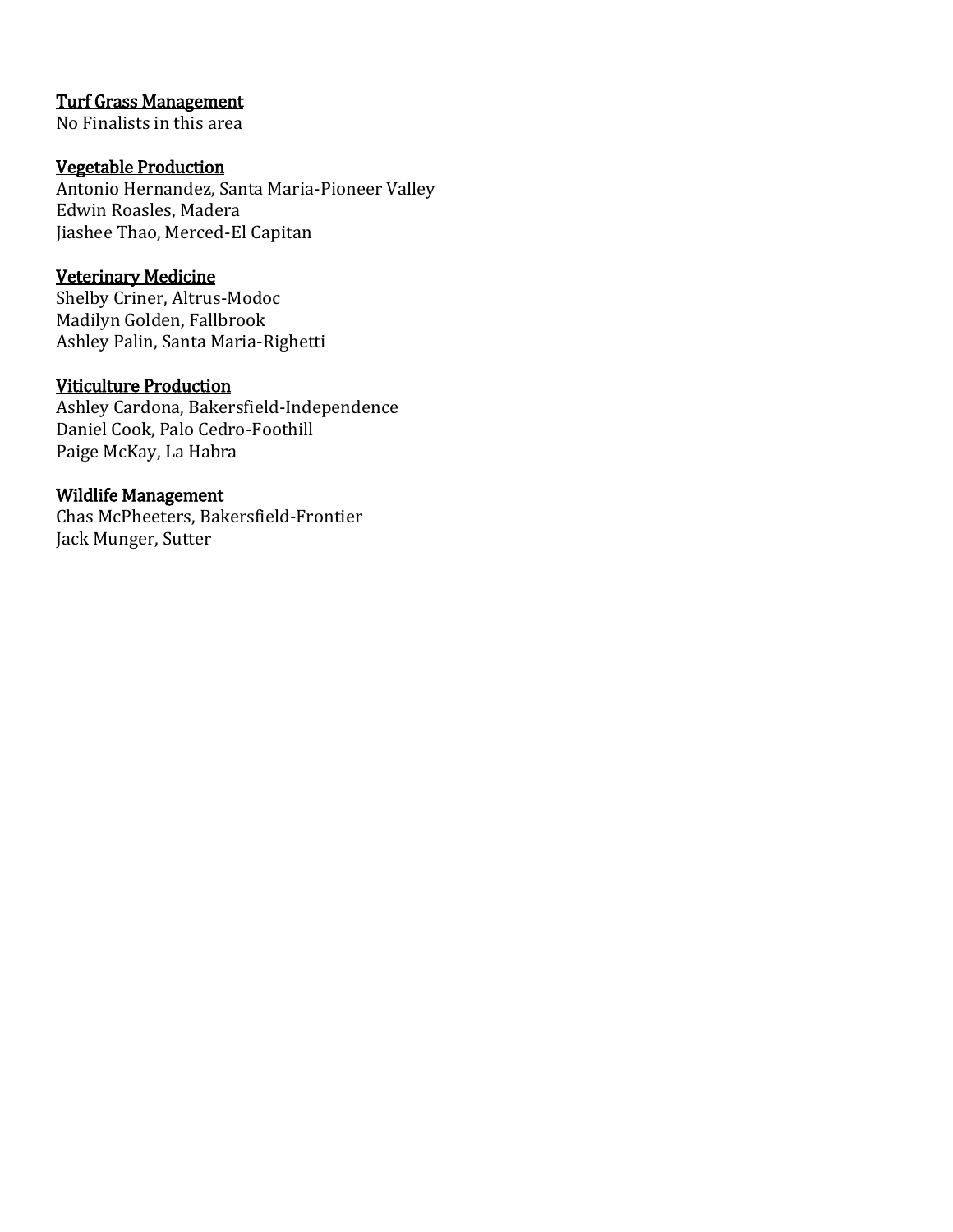<u>Turf Grass Management</u>
No Finalists in this area

<u>Vegetable Production</u>
Antonio Hernandez, Santa Maria-Pioneer Valley
Edwin Roasles, Madera
Jiashee Thao, Merced-El Capitan

<u>Veterinary Medicine</u>
Shelby Criner, Altrus-Modoc
Madilyn Golden, Fallbrook
Ashley Palin, Santa Maria-Righetti

<u>Viticulture Production</u>
Ashley Cardona, Bakersfield-Independence
Daniel Cook, Palo Cedro-Foothill
Paige McKay, La Habra

<u>Wildlife Management</u>
Chas McPheeters, Bakersfield-Frontier
Jack Munger, Sutter